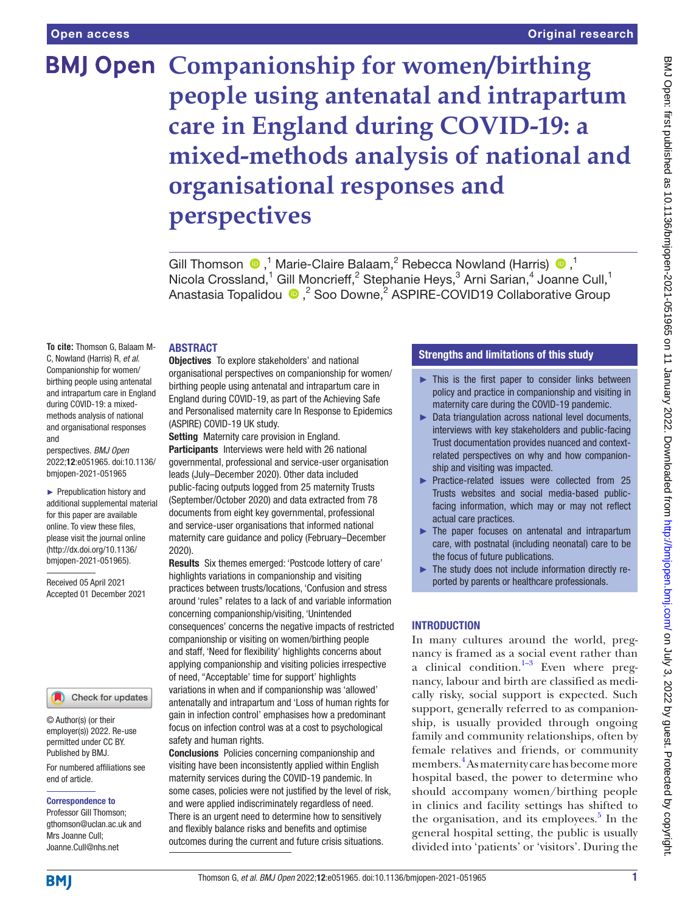Open access

Original research

# Companionship for women/birthing people using antenatal and intrapartum care in England during COVID-19: a mixed-methods analysis of national and organisational responses and perspectives

Gill Thomson,[1] Marie-Claire Balaam,[2] Rebecca Nowland (Harris),[1] Nicola Crossland,[1] Gill Moncrieff,[2] Stephanie Heys,[3] Arni Sarian,[4] Joanne Cull,[1] Anastasia Topalidou,[2] Soo Downe,[2] ASPIRE-COVID19 Collaborative Group

**To cite:** Thomson G, Balaam M-C, Nowland (Harris) R, *et al*. Companionship for women/birthing people using antenatal and intrapartum care in England during COVID-19: a mixed-methods analysis of national and organisational responses and perspectives. *BMJ Open* 2022;**12**:e051965. doi:10.1136/bmjopen-2021-051965

► Prepublication history and additional supplemental material for this paper are available online. To view these files, please visit the journal online (http://dx.doi.org/10.1136/bmjopen-2021-051965).

Received 05 April 2021
Accepted 01 December 2021

© Author(s) (or their employer(s)) 2022. Re-use permitted under CC BY. Published by BMJ.

For numbered affiliations see end of article.

**Correspondence to**
Professor Gill Thomson; gthomson@uclan.ac.uk and Mrs Joanne Cull; Joanne.Cull@nhs.net

## ABSTRACT

**Objectives** To explore stakeholders' and national organisational perspectives on companionship for women/birthing people using antenatal and intrapartum care in England during COVID-19, as part of the Achieving Safe and Personalised maternity care In Response to Epidemics (ASPIRE) COVID-19 UK study.

**Setting** Maternity care provision in England.

**Participants** Interviews were held with 26 national governmental, professional and service-user organisation leads (July–December 2020). Other data included public-facing outputs logged from 25 maternity Trusts (September/October 2020) and data extracted from 78 documents from eight key governmental, professional and service-user organisations that informed national maternity care guidance and policy (February–December 2020).

**Results** Six themes emerged: 'Postcode lottery of care' highlights variations in companionship and visiting practices between trusts/locations, 'Confusion and stress around "rules" relates to a lack of and variable information concerning companionship/visiting, 'Unintended consequences' concerns the negative impacts of restricted companionship or visiting on women/birthing people and staff, 'Need for flexibility' highlights concerns about applying companionship and visiting policies irrespective of need, "Acceptable' time for support' highlights variations in when and if companionship was 'allowed' antenatally and intrapartum and 'Loss of human rights for gain in infection control' emphasises how a predominant focus on infection control was at a cost to psychological safety and human rights.

**Conclusions** Policies concerning companionship and visiting have been inconsistently applied within English maternity services during the COVID-19 pandemic. In some cases, policies were not justified by the level of risk, and were applied indiscriminately regardless of need. There is an urgent need to determine how to sensitively and flexibly balance risks and benefits and optimise outcomes during the current and future crisis situations.

## Strengths and limitations of this study

- ► This is the first paper to consider links between policy and practice in companionship and visiting in maternity care during the COVID-19 pandemic.
- ► Data triangulation across national level documents, interviews with key stakeholders and public-facing Trust documentation provides nuanced and context-related perspectives on why and how companionship and visiting was impacted.
- ► Practice-related issues were collected from 25 Trusts websites and social media-based public-facing information, which may or may not reflect actual care practices.
- ► The paper focuses on antenatal and intrapartum care, with postnatal (including neonatal) care to be the focus of future publications.
- ► The study does not include information directly reported by parents or healthcare professionals.

## INTRODUCTION

In many cultures around the world, pregnancy is framed as a social event rather than a clinical condition.[1–3] Even where pregnancy, labour and birth are classified as medically risky, social support is expected. Such support, generally referred to as companionship, is usually provided through ongoing family and community relationships, often by female relatives and friends, or community members.[4] As maternity care has become more hospital based, the power to determine who should accompany women/birthing people in clinics and facility settings has shifted to the organisation, and its employees.[5] In the general hospital setting, the public is usually divided into 'patients' or 'visitors'. During the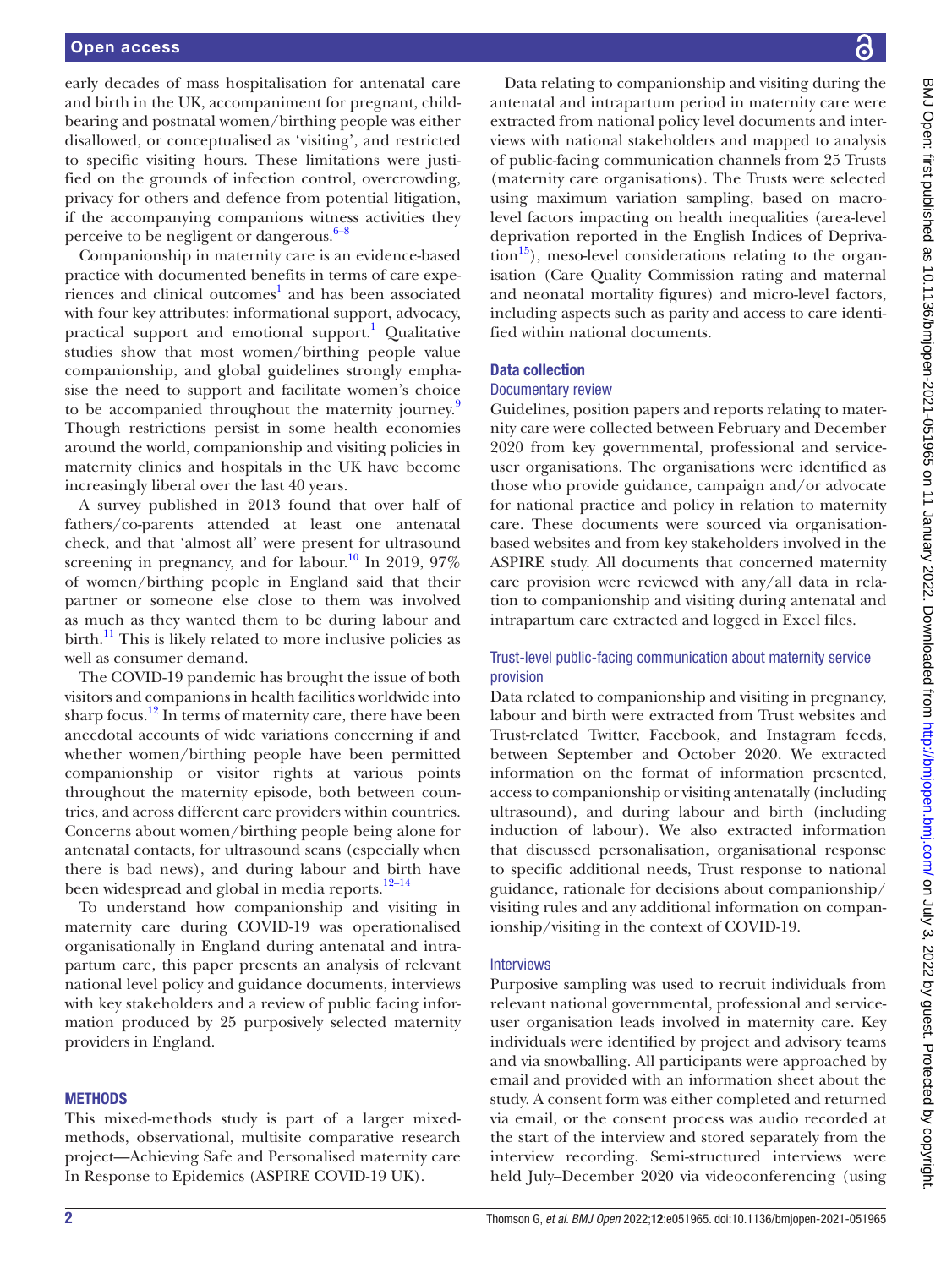early decades of mass hospitalisation for antenatal care and birth in the UK, accompaniment for pregnant, childbearing and postnatal women/birthing people was either disallowed, or conceptualised as 'visiting', and restricted to specific visiting hours. These limitations were justified on the grounds of infection control, overcrowding, privacy for others and defence from potential litigation, if the accompanying companions witness activities they perceive to be negligent or dangerous.[6–8]

Companionship in maternity care is an evidence-based practice with documented benefits in terms of care experiences and clinical outcomes[1] and has been associated with four key attributes: informational support, advocacy, practical support and emotional support.[1] Qualitative studies show that most women/birthing people value companionship, and global guidelines strongly emphasise the need to support and facilitate women's choice to be accompanied throughout the maternity journey.[9] Though restrictions persist in some health economies around the world, companionship and visiting policies in maternity clinics and hospitals in the UK have become increasingly liberal over the last 40 years.

A survey published in 2013 found that over half of fathers/co-parents attended at least one antenatal check, and that 'almost all' were present for ultrasound screening in pregnancy, and for labour.[10] In 2019, 97% of women/birthing people in England said that their partner or someone else close to them was involved as much as they wanted them to be during labour and birth.[11] This is likely related to more inclusive policies as well as consumer demand.

The COVID-19 pandemic has brought the issue of both visitors and companions in health facilities worldwide into sharp focus.[12] In terms of maternity care, there have been anecdotal accounts of wide variations concerning if and whether women/birthing people have been permitted companionship or visitor rights at various points throughout the maternity episode, both between countries, and across different care providers within countries. Concerns about women/birthing people being alone for antenatal contacts, for ultrasound scans (especially when there is bad news), and during labour and birth have been widespread and global in media reports.[12–14]

To understand how companionship and visiting in maternity care during COVID-19 was operationalised organisationally in England during antenatal and intrapartum care, this paper presents an analysis of relevant national level policy and guidance documents, interviews with key stakeholders and a review of public facing information produced by 25 purposively selected maternity providers in England.

## METHODS

This mixed-methods study is part of a larger mixed-methods, observational, multisite comparative research project—Achieving Safe and Personalised maternity care In Response to Epidemics (ASPIRE COVID-19 UK).

Data relating to companionship and visiting during the antenatal and intrapartum period in maternity care were extracted from national policy level documents and interviews with national stakeholders and mapped to analysis of public-facing communication channels from 25 Trusts (maternity care organisations). The Trusts were selected using maximum variation sampling, based on macro-level factors impacting on health inequalities (area-level deprivation reported in the English Indices of Deprivation[15]), meso-level considerations relating to the organisation (Care Quality Commission rating and maternal and neonatal mortality figures) and micro-level factors, including aspects such as parity and access to care identified within national documents.

### Data collection

#### Documentary review

Guidelines, position papers and reports relating to maternity care were collected between February and December 2020 from key governmental, professional and service-user organisations. The organisations were identified as those who provide guidance, campaign and/or advocate for national practice and policy in relation to maternity care. These documents were sourced via organisation-based websites and from key stakeholders involved in the ASPIRE study. All documents that concerned maternity care provision were reviewed with any/all data in relation to companionship and visiting during antenatal and intrapartum care extracted and logged in Excel files.

#### Trust-level public-facing communication about maternity service provision

Data related to companionship and visiting in pregnancy, labour and birth were extracted from Trust websites and Trust-related Twitter, Facebook, and Instagram feeds, between September and October 2020. We extracted information on the format of information presented, access to companionship or visiting antenatally (including ultrasound), and during labour and birth (including induction of labour). We also extracted information that discussed personalisation, organisational response to specific additional needs, Trust response to national guidance, rationale for decisions about companionship/visiting rules and any additional information on companionship/visiting in the context of COVID-19.

#### Interviews

Purposive sampling was used to recruit individuals from relevant national governmental, professional and service-user organisation leads involved in maternity care. Key individuals were identified by project and advisory teams and via snowballing. All participants were approached by email and provided with an information sheet about the study. A consent form was either completed and returned via email, or the consent process was audio recorded at the start of the interview and stored separately from the interview recording. Semi-structured interviews were held July–December 2020 via videoconferencing (using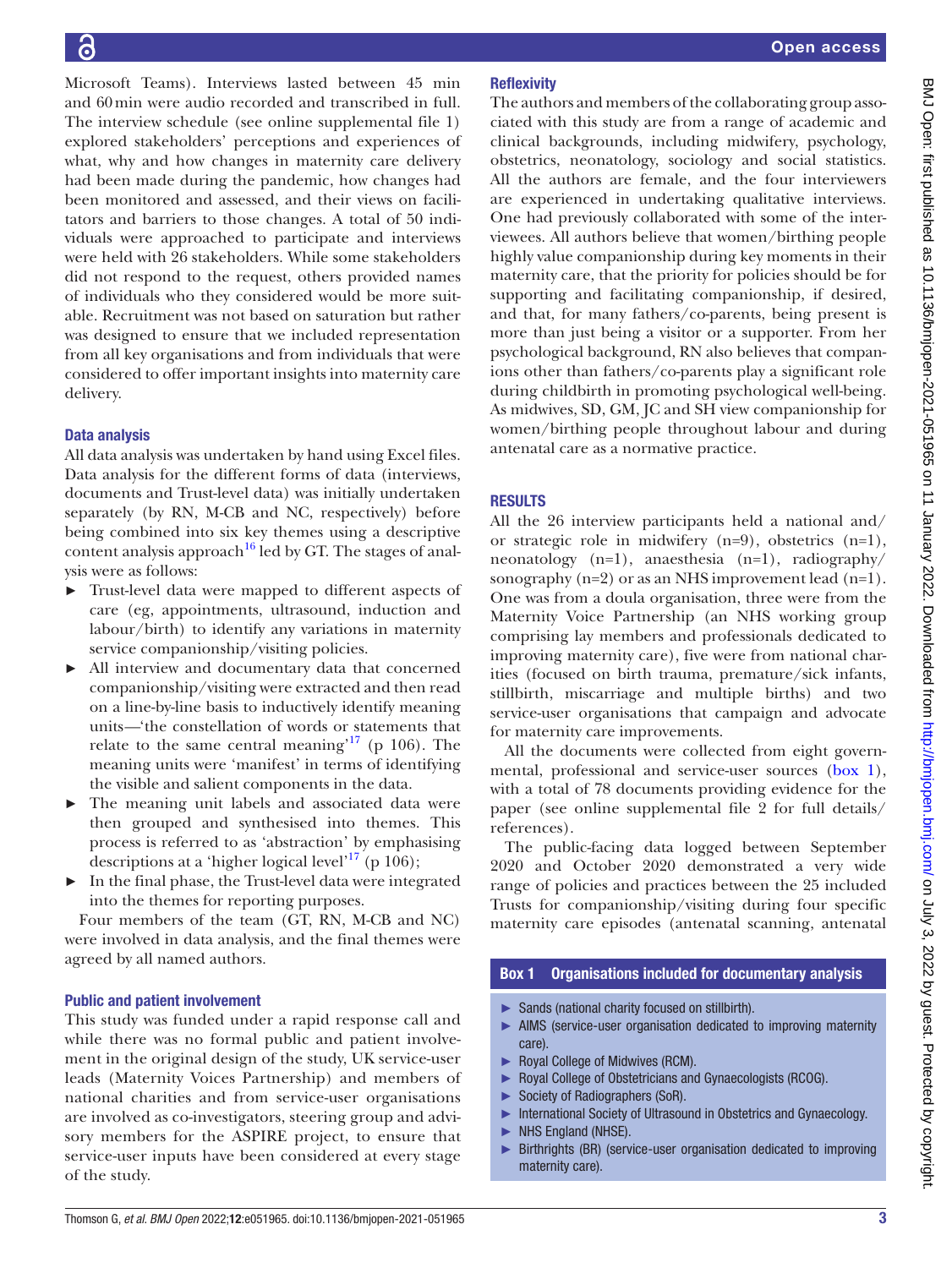Microsoft Teams). Interviews lasted between 45 min and 60 min were audio recorded and transcribed in full. The interview schedule (see online supplemental file 1) explored stakeholders' perceptions and experiences of what, why and how changes in maternity care delivery had been made during the pandemic, how changes had been monitored and assessed, and their views on facilitators and barriers to those changes. A total of 50 individuals were approached to participate and interviews were held with 26 stakeholders. While some stakeholders did not respond to the request, others provided names of individuals who they considered would be more suitable. Recruitment was not based on saturation but rather was designed to ensure that we included representation from all key organisations and from individuals that were considered to offer important insights into maternity care delivery.

### Data analysis

All data analysis was undertaken by hand using Excel files. Data analysis for the different forms of data (interviews, documents and Trust-level data) was initially undertaken separately (by RN, M-CB and NC, respectively) before being combined into six key themes using a descriptive content analysis approach[16] led by GT. The stages of analysis were as follows:

- Trust-level data were mapped to different aspects of care (eg, appointments, ultrasound, induction and labour/birth) to identify any variations in maternity service companionship/visiting policies.
- All interview and documentary data that concerned companionship/visiting were extracted and then read on a line-by-line basis to inductively identify meaning units—'the constellation of words or statements that relate to the same central meaning'[17] (p 106). The meaning units were 'manifest' in terms of identifying the visible and salient components in the data.
- The meaning unit labels and associated data were then grouped and synthesised into themes. This process is referred to as 'abstraction' by emphasising descriptions at a 'higher logical level'[17] (p 106);
- In the final phase, the Trust-level data were integrated into the themes for reporting purposes.

Four members of the team (GT, RN, M-CB and NC) were involved in data analysis, and the final themes were agreed by all named authors.

### Public and patient involvement

This study was funded under a rapid response call and while there was no formal public and patient involvement in the original design of the study, UK service-user leads (Maternity Voices Partnership) and members of national charities and from service-user organisations are involved as co-investigators, steering group and advisory members for the ASPIRE project, to ensure that service-user inputs have been considered at every stage of the study.

### Reflexivity

The authors and members of the collaborating group associated with this study are from a range of academic and clinical backgrounds, including midwifery, psychology, obstetrics, neonatology, sociology and social statistics. All the authors are female, and the four interviewers are experienced in undertaking qualitative interviews. One had previously collaborated with some of the interviewees. All authors believe that women/birthing people highly value companionship during key moments in their maternity care, that the priority for policies should be for supporting and facilitating companionship, if desired, and that, for many fathers/co-parents, being present is more than just being a visitor or a supporter. From her psychological background, RN also believes that companions other than fathers/co-parents play a significant role during childbirth in promoting psychological well-being. As midwives, SD, GM, JC and SH view companionship for women/birthing people throughout labour and during antenatal care as a normative practice.

## RESULTS

All the 26 interview participants held a national and/or strategic role in midwifery (n=9), obstetrics (n=1), neonatology (n=1), anaesthesia (n=1), radiography/sonography (n=2) or as an NHS improvement lead (n=1). One was from a doula organisation, three were from the Maternity Voice Partnership (an NHS working group comprising lay members and professionals dedicated to improving maternity care), five were from national charities (focused on birth trauma, premature/sick infants, stillbirth, miscarriage and multiple births) and two service-user organisations that campaign and advocate for maternity care improvements.

All the documents were collected from eight governmental, professional and service-user sources (box 1), with a total of 78 documents providing evidence for the paper (see online supplemental file 2 for full details/references).

The public-facing data logged between September 2020 and October 2020 demonstrated a very wide range of policies and practices between the 25 included Trusts for companionship/visiting during four specific maternity care episodes (antenatal scanning, antenatal

**Box 1 Organisations included for documentary analysis**

- Sands (national charity focused on stillbirth).
- AIMS (service-user organisation dedicated to improving maternity care).
- Royal College of Midwives (RCM).
- Royal College of Obstetricians and Gynaecologists (RCOG).
- Society of Radiographers (SoR).
- International Society of Ultrasound in Obstetrics and Gynaecology.
- NHS England (NHSE).
- Birthrights (BR) (service-user organisation dedicated to improving maternity care).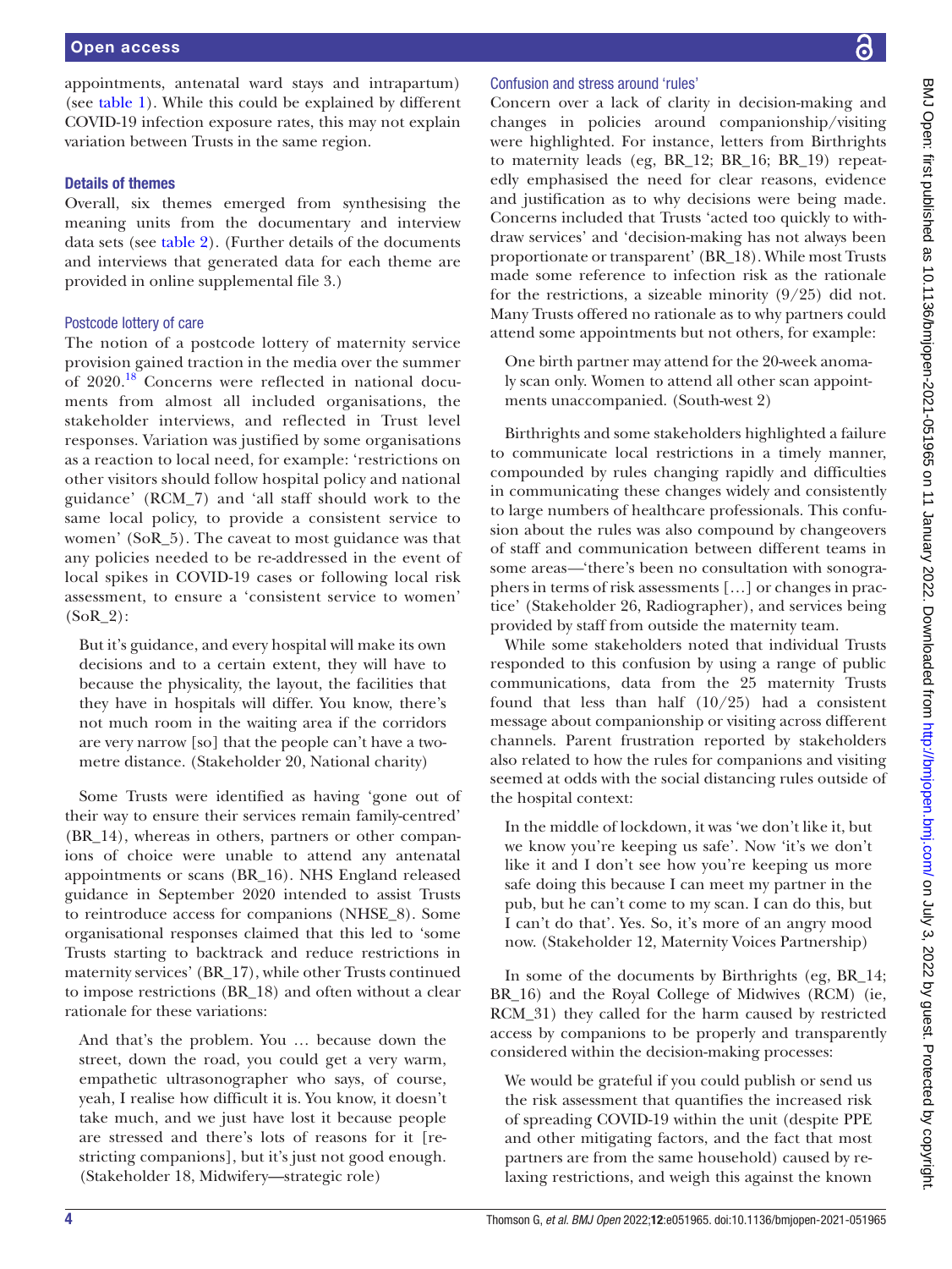appointments, antenatal ward stays and intrapartum) (see table 1). While this could be explained by different COVID-19 infection exposure rates, this may not explain variation between Trusts in the same region.

### Details of themes

Overall, six themes emerged from synthesising the meaning units from the documentary and interview data sets (see table 2). (Further details of the documents and interviews that generated data for each theme are provided in online supplemental file 3.)

#### Postcode lottery of care

The notion of a postcode lottery of maternity service provision gained traction in the media over the summer of 2020.[18] Concerns were reflected in national documents from almost all included organisations, the stakeholder interviews, and reflected in Trust level responses. Variation was justified by some organisations as a reaction to local need, for example: 'restrictions on other visitors should follow hospital policy and national guidance' (RCM_7) and 'all staff should work to the same local policy, to provide a consistent service to women' (SoR_5). The caveat to most guidance was that any policies needed to be re-addressed in the event of local spikes in COVID-19 cases or following local risk assessment, to ensure a 'consistent service to women' (SoR_2):

> But it's guidance, and every hospital will make its own decisions and to a certain extent, they will have to because the physicality, the layout, the facilities that they have in hospitals will differ. You know, there's not much room in the waiting area if the corridors are very narrow [so] that the people can't have a two-metre distance. (Stakeholder 20, National charity)

Some Trusts were identified as having 'gone out of their way to ensure their services remain family-centred' (BR_14), whereas in others, partners or other companions of choice were unable to attend any antenatal appointments or scans (BR_16). NHS England released guidance in September 2020 intended to assist Trusts to reintroduce access for companions (NHSE_8). Some organisational responses claimed that this led to 'some Trusts starting to backtrack and reduce restrictions in maternity services' (BR_17), while other Trusts continued to impose restrictions (BR_18) and often without a clear rationale for these variations:

> And that's the problem. You … because down the street, down the road, you could get a very warm, empathetic ultrasonographer who says, of course, yeah, I realise how difficult it is. You know, it doesn't take much, and we just have lost it because people are stressed and there's lots of reasons for it [restricting companions], but it's just not good enough. (Stakeholder 18, Midwifery—strategic role)

#### Confusion and stress around 'rules'

Concern over a lack of clarity in decision-making and changes in policies around companionship/visiting were highlighted. For instance, letters from Birthrights to maternity leads (eg, BR_12; BR_16; BR_19) repeatedly emphasised the need for clear reasons, evidence and justification as to why decisions were being made. Concerns included that Trusts 'acted too quickly to withdraw services' and 'decision-making has not always been proportionate or transparent' (BR_18). While most Trusts made some reference to infection risk as the rationale for the restrictions, a sizeable minority (9/25) did not. Many Trusts offered no rationale as to why partners could attend some appointments but not others, for example:

> One birth partner may attend for the 20-week anomaly scan only. Women to attend all other scan appointments unaccompanied. (South-west 2)

Birthrights and some stakeholders highlighted a failure to communicate local restrictions in a timely manner, compounded by rules changing rapidly and difficulties in communicating these changes widely and consistently to large numbers of healthcare professionals. This confusion about the rules was also compound by changeovers of staff and communication between different teams in some areas—'there's been no consultation with sonographers in terms of risk assessments […] or changes in practice' (Stakeholder 26, Radiographer), and services being provided by staff from outside the maternity team.

While some stakeholders noted that individual Trusts responded to this confusion by using a range of public communications, data from the 25 maternity Trusts found that less than half (10/25) had a consistent message about companionship or visiting across different channels. Parent frustration reported by stakeholders also related to how the rules for companions and visiting seemed at odds with the social distancing rules outside of the hospital context:

> In the middle of lockdown, it was 'we don't like it, but we know you're keeping us safe'. Now 'it's we don't like it and I don't see how you're keeping us more safe doing this because I can meet my partner in the pub, but he can't come to my scan. I can do this, but I can't do that'. Yes. So, it's more of an angry mood now. (Stakeholder 12, Maternity Voices Partnership)

In some of the documents by Birthrights (eg, BR_14; BR_16) and the Royal College of Midwives (RCM) (ie, RCM_31) they called for the harm caused by restricted access by companions to be properly and transparently considered within the decision-making processes:

> We would be grateful if you could publish or send us the risk assessment that quantifies the increased risk of spreading COVID-19 within the unit (despite PPE and other mitigating factors, and the fact that most partners are from the same household) caused by relaxing restrictions, and weigh this against the known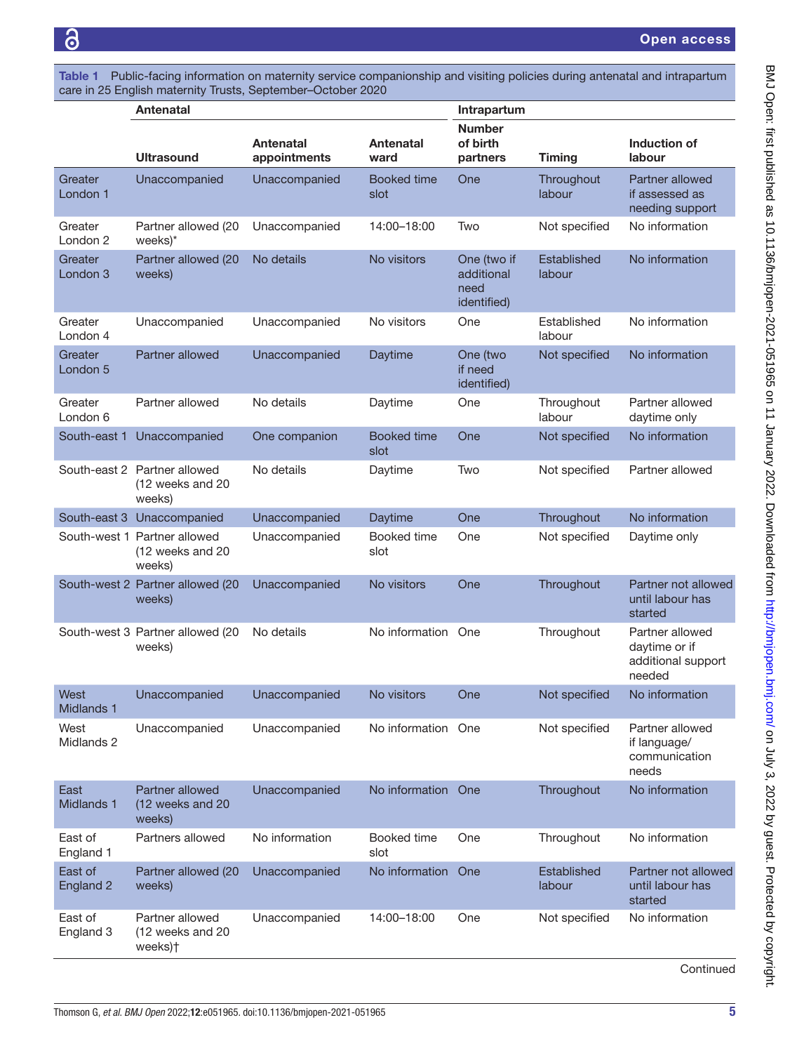Table 1 Public-facing information on maternity service companionship and visiting policies during antenatal and intrapartum care in 25 English maternity Trusts, September–October 2020

| | Antenatal | | | Intrapartum | | |
|---|---|---|---|---|---|---|
| | Ultrasound | Antenatal appointments | Antenatal ward | Number of birth partners | Timing | Induction of labour |
| Greater London 1 | Unaccompanied | Unaccompanied | Booked time slot | One | Throughout labour | Partner allowed if assessed as needing support |
| Greater London 2 | Partner allowed (20 weeks)* | Unaccompanied | 14:00–18:00 | Two | Not specified | No information |
| Greater London 3 | Partner allowed (20 weeks) | No details | No visitors | One (two if additional need identified) | Established labour | No information |
| Greater London 4 | Unaccompanied | Unaccompanied | No visitors | One | Established labour | No information |
| Greater London 5 | Partner allowed | Unaccompanied | Daytime | One (two if need identified) | Not specified | No information |
| Greater London 6 | Partner allowed | No details | Daytime | One | Throughout labour | Partner allowed daytime only |
| South-east 1 | Unaccompanied | One companion | Booked time slot | One | Not specified | No information |
| South-east 2 | Partner allowed (12 weeks and 20 weeks) | No details | Daytime | Two | Not specified | Partner allowed |
| South-east 3 | Unaccompanied | Unaccompanied | Daytime | One | Throughout | No information |
| South-west 1 | Partner allowed (12 weeks and 20 weeks) | Unaccompanied | Booked time slot | One | Not specified | Daytime only |
| South-west 2 | Partner allowed (20 weeks) | Unaccompanied | No visitors | One | Throughout | Partner not allowed until labour has started |
| South-west 3 | Partner allowed (20 weeks) | No details | No information | One | Throughout | Partner allowed daytime or if additional support needed |
| West Midlands 1 | Unaccompanied | Unaccompanied | No visitors | One | Not specified | No information |
| West Midlands 2 | Unaccompanied | Unaccompanied | No information | One | Not specified | Partner allowed if language/ communication needs |
| East Midlands 1 | Partner allowed (12 weeks and 20 weeks) | Unaccompanied | No information | One | Throughout | No information |
| East of England 1 | Partners allowed | No information | Booked time slot | One | Throughout | No information |
| East of England 2 | Partner allowed (20 weeks) | Unaccompanied | No information | One | Established labour | Partner not allowed until labour has started |
| East of England 3 | Partner allowed (12 weeks and 20 weeks)† | Unaccompanied | 14:00–18:00 | One | Not specified | No information |

Continued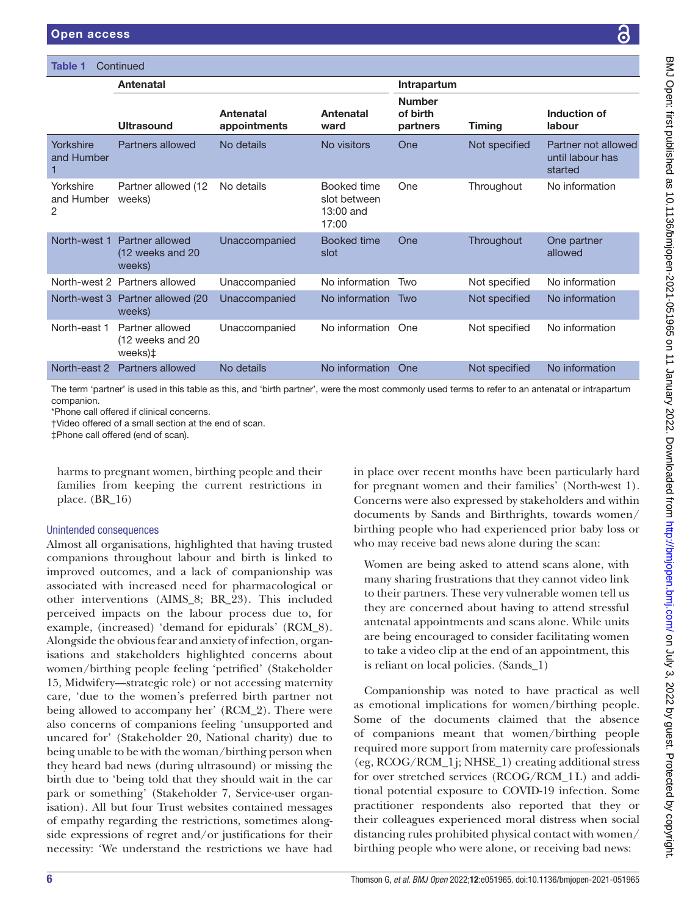**Table 1** Continued

| | Antenatal | | | Intrapartum | | |
|---|---|---|---|---|---|---|
| | Ultrasound | Antenatal appointments | Antenatal ward | Number of birth partners | Timing | Induction of labour |
| Yorkshire and Humber 1 | Partners allowed | No details | No visitors | One | Not specified | Partner not allowed until labour has started |
| Yorkshire and Humber 2 | Partner allowed (12 weeks) | No details | Booked time slot between 13:00 and 17:00 | One | Throughout | No information |
| North-west 1 | Partner allowed (12 weeks and 20 weeks) | Unaccompanied | Booked time slot | One | Throughout | One partner allowed |
| North-west 2 | Partners allowed | Unaccompanied | No information | Two | Not specified | No information |
| North-west 3 | Partner allowed (20 weeks) | Unaccompanied | No information | Two | Not specified | No information |
| North-east 1 | Partner allowed (12 weeks and 20 weeks)‡ | Unaccompanied | No information | One | Not specified | No information |
| North-east 2 | Partners allowed | No details | No information | One | Not specified | No information |

The term 'partner' is used in this table as this, and 'birth partner', were the most commonly used terms to refer to an antenatal or intrapartum companion.
*Phone call offered if clinical concerns.
†Video offered of a small section at the end of scan.
‡Phone call offered (end of scan).

harms to pregnant women, birthing people and their families from keeping the current restrictions in place. (BR_16)

### Unintended consequences

Almost all organisations, highlighted that having trusted companions throughout labour and birth is linked to improved outcomes, and a lack of companionship was associated with increased need for pharmacological or other interventions (AIMS_8; BR_23). This included perceived impacts on the labour process due to, for example, (increased) 'demand for epidurals' (RCM_8). Alongside the obvious fear and anxiety of infection, organisations and stakeholders highlighted concerns about women/birthing people feeling 'petrified' (Stakeholder 15, Midwifery—strategic role) or not accessing maternity care, 'due to the women's preferred birth partner not being allowed to accompany her' (RCM_2). There were also concerns of companions feeling 'unsupported and uncared for' (Stakeholder 20, National charity) due to being unable to be with the woman/birthing person when they heard bad news (during ultrasound) or missing the birth due to 'being told that they should wait in the car park or something' (Stakeholder 7, Service-user organisation). All but four Trust websites contained messages of empathy regarding the restrictions, sometimes alongside expressions of regret and/or justifications for their necessity: 'We understand the restrictions we have had in place over recent months have been particularly hard for pregnant women and their families' (North-west 1). Concerns were also expressed by stakeholders and within documents by Sands and Birthrights, towards women/birthing people who had experienced prior baby loss or who may receive bad news alone during the scan:

> Women are being asked to attend scans alone, with many sharing frustrations that they cannot video link to their partners. These very vulnerable women tell us they are concerned about having to attend stressful antenatal appointments and scans alone. While units are being encouraged to consider facilitating women to take a video clip at the end of an appointment, this is reliant on local policies. (Sands_1)

Companionship was noted to have practical as well as emotional implications for women/birthing people. Some of the documents claimed that the absence of companions meant that women/birthing people required more support from maternity care professionals (eg, RCOG/RCM_1j; NHSE_1) creating additional stress for over stretched services (RCOG/RCM_1L) and additional potential exposure to COVID-19 infection. Some practitioner respondents also reported that they or their colleagues experienced moral distress when social distancing rules prohibited physical contact with women/birthing people who were alone, or receiving bad news: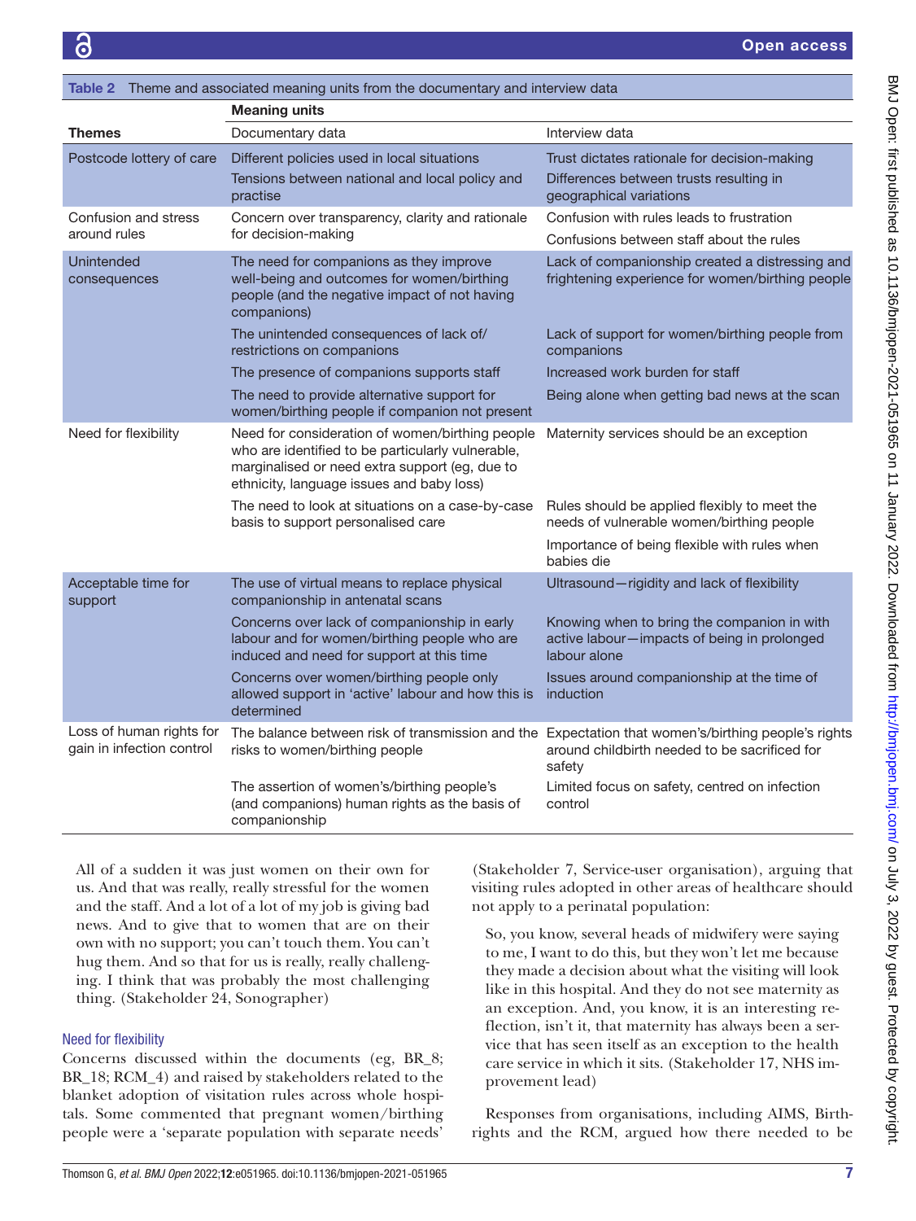**Table 2** Theme and associated meaning units from the documentary and interview data

| Themes | Meaning units | |
|---|---|---|
| | Documentary data | Interview data |
| Postcode lottery of care | Different policies used in local situations | Trust dictates rationale for decision-making |
| | Tensions between national and local policy and practise | Differences between trusts resulting in geographical variations |
| Confusion and stress around rules | Concern over transparency, clarity and rationale for decision-making | Confusion with rules leads to frustration |
| | | Confusions between staff about the rules |
| Unintended consequences | The need for companions as they improve well-being and outcomes for women/birthing people (and the negative impact of not having companions) | Lack of companionship created a distressing and frightening experience for women/birthing people |
| | The unintended consequences of lack of/ restrictions on companions | Lack of support for women/birthing people from companions |
| | The presence of companions supports staff | Increased work burden for staff |
| | The need to provide alternative support for women/birthing people if companion not present | Being alone when getting bad news at the scan |
| Need for flexibility | Need for consideration of women/birthing people who are identified to be particularly vulnerable, marginalised or need extra support (eg, due to ethnicity, language issues and baby loss) | Maternity services should be an exception |
| | The need to look at situations on a case-by-case basis to support personalised care | Rules should be applied flexibly to meet the needs of vulnerable women/birthing people |
| | | Importance of being flexible with rules when babies die |
| Acceptable time for support | The use of virtual means to replace physical companionship in antenatal scans | Ultrasound—rigidity and lack of flexibility |
| | Concerns over lack of companionship in early labour and for women/birthing people who are induced and need for support at this time | Knowing when to bring the companion in with active labour—impacts of being in prolonged labour alone |
| | Concerns over women/birthing people only allowed support in 'active' labour and how this is determined | Issues around companionship at the time of induction |
| Loss of human rights for gain in infection control | The balance between risk of transmission and the risks to women/birthing people | Expectation that women's/birthing people's rights around childbirth needed to be sacrificed for safety |
| | The assertion of women's/birthing people's (and companions) human rights as the basis of companionship | Limited focus on safety, centred on infection control |

> All of a sudden it was just women on their own for us. And that was really, really stressful for the women and the staff. And a lot of a lot of my job is giving bad news. And to give that to women that are on their own with no support; you can't touch them. You can't hug them. And so that for us is really, really challenging. I think that was probably the most challenging thing. (Stakeholder 24, Sonographer)

### Need for flexibility

Concerns discussed within the documents (eg, BR_8; BR_18; RCM_4) and raised by stakeholders related to the blanket adoption of visitation rules across whole hospitals. Some commented that pregnant women/birthing people were a 'separate population with separate needs' (Stakeholder 7, Service-user organisation), arguing that visiting rules adopted in other areas of healthcare should not apply to a perinatal population:

> So, you know, several heads of midwifery were saying to me, I want to do this, but they won't let me because they made a decision about what the visiting will look like in this hospital. And they do not see maternity as an exception. And, you know, it is an interesting reflection, isn't it, that maternity has always been a service that has seen itself as an exception to the health care service in which it sits. (Stakeholder 17, NHS improvement lead)

Responses from organisations, including AIMS, Birthrights and the RCM, argued how there needed to be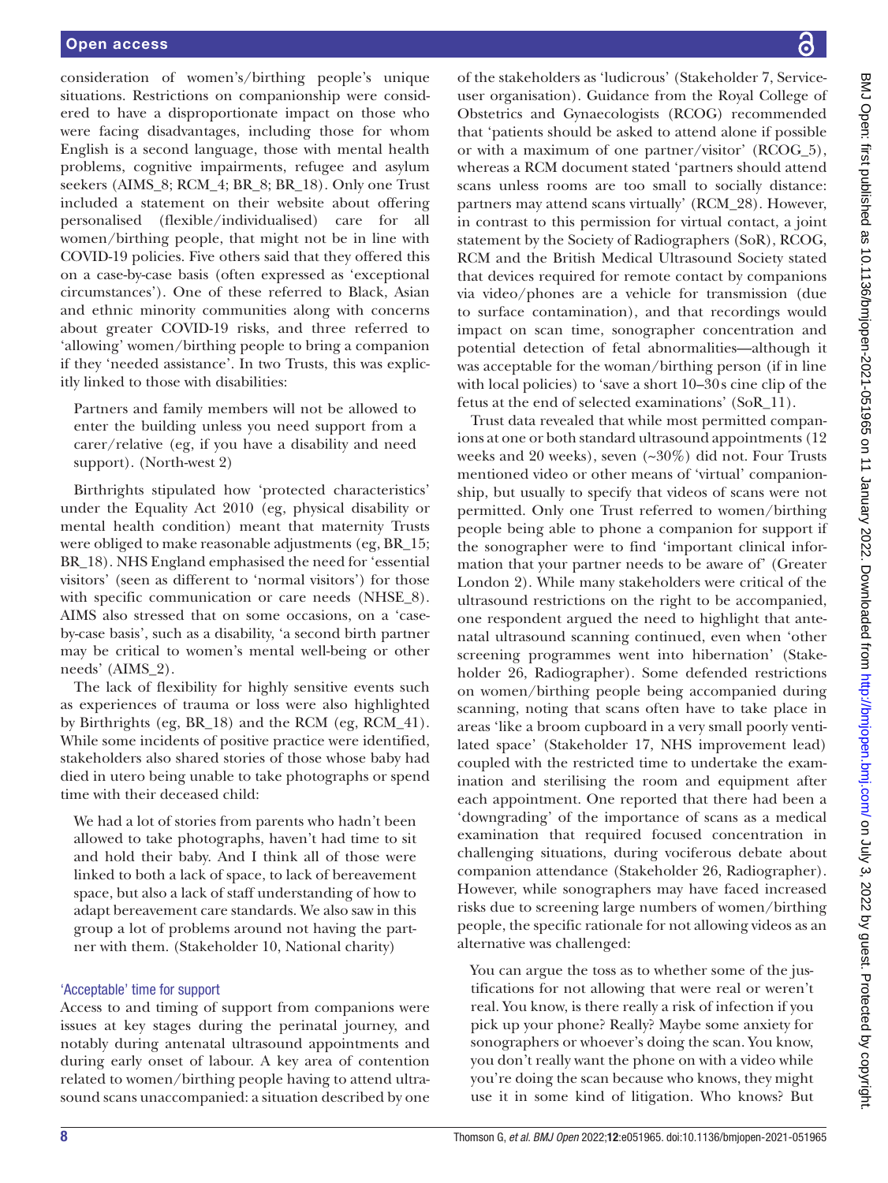consideration of women's/birthing people's unique situations. Restrictions on companionship were considered to have a disproportionate impact on those who were facing disadvantages, including those for whom English is a second language, those with mental health problems, cognitive impairments, refugee and asylum seekers (AIMS_8; RCM_4; BR_8; BR_18). Only one Trust included a statement on their website about offering personalised (flexible/individualised) care for all women/birthing people, that might not be in line with COVID-19 policies. Five others said that they offered this on a case-by-case basis (often expressed as 'exceptional circumstances'). One of these referred to Black, Asian and ethnic minority communities along with concerns about greater COVID-19 risks, and three referred to 'allowing' women/birthing people to bring a companion if they 'needed assistance'. In two Trusts, this was explicitly linked to those with disabilities:

> Partners and family members will not be allowed to enter the building unless you need support from a carer/relative (eg, if you have a disability and need support). (North-west 2)

Birthrights stipulated how 'protected characteristics' under the Equality Act 2010 (eg, physical disability or mental health condition) meant that maternity Trusts were obliged to make reasonable adjustments (eg, BR_15; BR_18). NHS England emphasised the need for 'essential visitors' (seen as different to 'normal visitors') for those with specific communication or care needs (NHSE_8). AIMS also stressed that on some occasions, on a 'case-by-case basis', such as a disability, 'a second birth partner may be critical to women's mental well-being or other needs' (AIMS_2).

The lack of flexibility for highly sensitive events such as experiences of trauma or loss were also highlighted by Birthrights (eg, BR_18) and the RCM (eg, RCM_41). While some incidents of positive practice were identified, stakeholders also shared stories of those whose baby had died in utero being unable to take photographs or spend time with their deceased child:

> We had a lot of stories from parents who hadn't been allowed to take photographs, haven't had time to sit and hold their baby. And I think all of those were linked to both a lack of space, to lack of bereavement space, but also a lack of staff understanding of how to adapt bereavement care standards. We also saw in this group a lot of problems around not having the partner with them. (Stakeholder 10, National charity)

### 'Acceptable' time for support

Access to and timing of support from companions were issues at key stages during the perinatal journey, and notably during antenatal ultrasound appointments and during early onset of labour. A key area of contention related to women/birthing people having to attend ultrasound scans unaccompanied: a situation described by one of the stakeholders as 'ludicrous' (Stakeholder 7, Service-user organisation). Guidance from the Royal College of Obstetrics and Gynaecologists (RCOG) recommended that 'patients should be asked to attend alone if possible or with a maximum of one partner/visitor' (RCOG_5), whereas a RCM document stated 'partners should attend scans unless rooms are too small to socially distance: partners may attend scans virtually' (RCM_28). However, in contrast to this permission for virtual contact, a joint statement by the Society of Radiographers (SoR), RCOG, RCM and the British Medical Ultrasound Society stated that devices required for remote contact by companions via video/phones are a vehicle for transmission (due to surface contamination), and that recordings would impact on scan time, sonographer concentration and potential detection of fetal abnormalities—although it was acceptable for the woman/birthing person (if in line with local policies) to 'save a short 10–30s cine clip of the fetus at the end of selected examinations' (SoR_11).

Trust data revealed that while most permitted companions at one or both standard ultrasound appointments (12 weeks and 20 weeks), seven (~30%) did not. Four Trusts mentioned video or other means of 'virtual' companionship, but usually to specify that videos of scans were not permitted. Only one Trust referred to women/birthing people being able to phone a companion for support if the sonographer were to find 'important clinical information that your partner needs to be aware of' (Greater London 2). While many stakeholders were critical of the ultrasound restrictions on the right to be accompanied, one respondent argued the need to highlight that antenatal ultrasound scanning continued, even when 'other screening programmes went into hibernation' (Stakeholder 26, Radiographer). Some defended restrictions on women/birthing people being accompanied during scanning, noting that scans often have to take place in areas 'like a broom cupboard in a very small poorly ventilated space' (Stakeholder 17, NHS improvement lead) coupled with the restricted time to undertake the examination and sterilising the room and equipment after each appointment. One reported that there had been a 'downgrading' of the importance of scans as a medical examination that required focused concentration in challenging situations, during vociferous debate about companion attendance (Stakeholder 26, Radiographer). However, while sonographers may have faced increased risks due to screening large numbers of women/birthing people, the specific rationale for not allowing videos as an alternative was challenged:

> You can argue the toss as to whether some of the justifications for not allowing that were real or weren't real. You know, is there really a risk of infection if you pick up your phone? Really? Maybe some anxiety for sonographers or whoever's doing the scan. You know, you don't really want the phone on with a video while you're doing the scan because who knows, they might use it in some kind of litigation. Who knows? But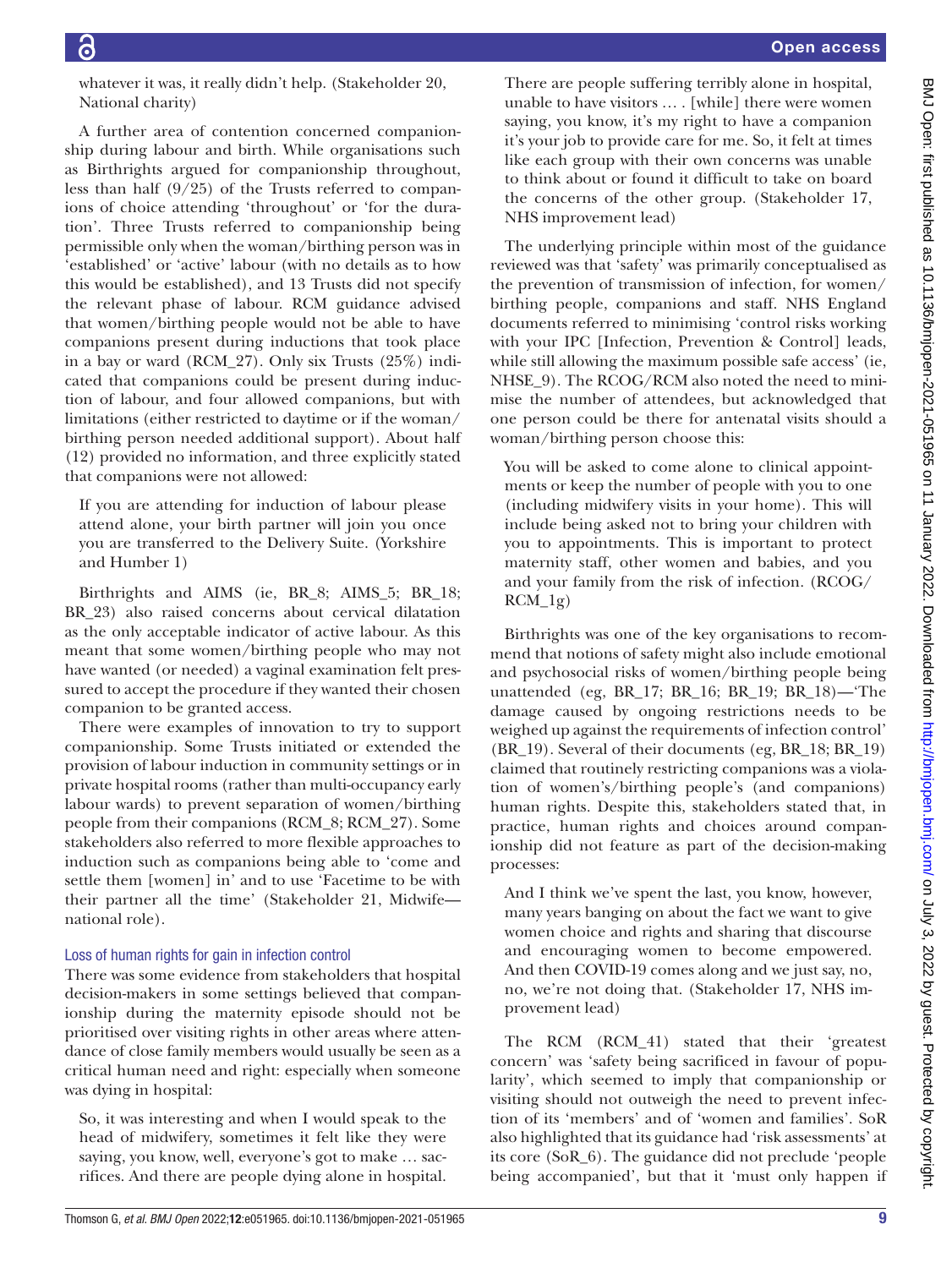whatever it was, it really didn't help. (Stakeholder 20, National charity)

A further area of contention concerned companionship during labour and birth. While organisations such as Birthrights argued for companionship throughout, less than half (9/25) of the Trusts referred to companions of choice attending 'throughout' or 'for the duration'. Three Trusts referred to companionship being permissible only when the woman/birthing person was in 'established' or 'active' labour (with no details as to how this would be established), and 13 Trusts did not specify the relevant phase of labour. RCM guidance advised that women/birthing people would not be able to have companions present during inductions that took place in a bay or ward (RCM_27). Only six Trusts (25%) indicated that companions could be present during induction of labour, and four allowed companions, but with limitations (either restricted to daytime or if the woman/birthing person needed additional support). About half (12) provided no information, and three explicitly stated that companions were not allowed:

> If you are attending for induction of labour please attend alone, your birth partner will join you once you are transferred to the Delivery Suite. (Yorkshire and Humber 1)

Birthrights and AIMS (ie, BR_8; AIMS_5; BR_18; BR_23) also raised concerns about cervical dilatation as the only acceptable indicator of active labour. As this meant that some women/birthing people who may not have wanted (or needed) a vaginal examination felt pressured to accept the procedure if they wanted their chosen companion to be granted access.

There were examples of innovation to try to support companionship. Some Trusts initiated or extended the provision of labour induction in community settings or in private hospital rooms (rather than multi-occupancy early labour wards) to prevent separation of women/birthing people from their companions (RCM_8; RCM_27). Some stakeholders also referred to more flexible approaches to induction such as companions being able to 'come and settle them [women] in' and to use 'Facetime to be with their partner all the time' (Stakeholder 21, Midwife—national role).

### Loss of human rights for gain in infection control

There was some evidence from stakeholders that hospital decision-makers in some settings believed that companionship during the maternity episode should not be prioritised over visiting rights in other areas where attendance of close family members would usually be seen as a critical human need and right: especially when someone was dying in hospital:

> So, it was interesting and when I would speak to the head of midwifery, sometimes it felt like they were saying, you know, well, everyone's got to make … sacrifices. And there are people dying alone in hospital. There are people suffering terribly alone in hospital, unable to have visitors … . [while] there were women saying, you know, it's my right to have a companion it's your job to provide care for me. So, it felt at times like each group with their own concerns was unable to think about or found it difficult to take on board the concerns of the other group. (Stakeholder 17, NHS improvement lead)

The underlying principle within most of the guidance reviewed was that 'safety' was primarily conceptualised as the prevention of transmission of infection, for women/birthing people, companions and staff. NHS England documents referred to minimising 'control risks working with your IPC [Infection, Prevention & Control] leads, while still allowing the maximum possible safe access' (ie, NHSE_9). The RCOG/RCM also noted the need to minimise the number of attendees, but acknowledged that one person could be there for antenatal visits should a woman/birthing person choose this:

> You will be asked to come alone to clinical appointments or keep the number of people with you to one (including midwifery visits in your home). This will include being asked not to bring your children with you to appointments. This is important to protect maternity staff, other women and babies, and you and your family from the risk of infection. (RCOG/RCM_1g)

Birthrights was one of the key organisations to recommend that notions of safety might also include emotional and psychosocial risks of women/birthing people being unattended (eg, BR_17; BR_16; BR_19; BR_18)—'The damage caused by ongoing restrictions needs to be weighed up against the requirements of infection control' (BR_19). Several of their documents (eg, BR_18; BR_19) claimed that routinely restricting companions was a violation of women's/birthing people's (and companions) human rights. Despite this, stakeholders stated that, in practice, human rights and choices around companionship did not feature as part of the decision-making processes:

> And I think we've spent the last, you know, however, many years banging on about the fact we want to give women choice and rights and sharing that discourse and encouraging women to become empowered. And then COVID-19 comes along and we just say, no, no, we're not doing that. (Stakeholder 17, NHS improvement lead)

The RCM (RCM_41) stated that their 'greatest concern' was 'safety being sacrificed in favour of popularity', which seemed to imply that companionship or visiting should not outweigh the need to prevent infection of its 'members' and of 'women and families'. SoR also highlighted that its guidance had 'risk assessments' at its core (SoR_6). The guidance did not preclude 'people being accompanied', but that it 'must only happen if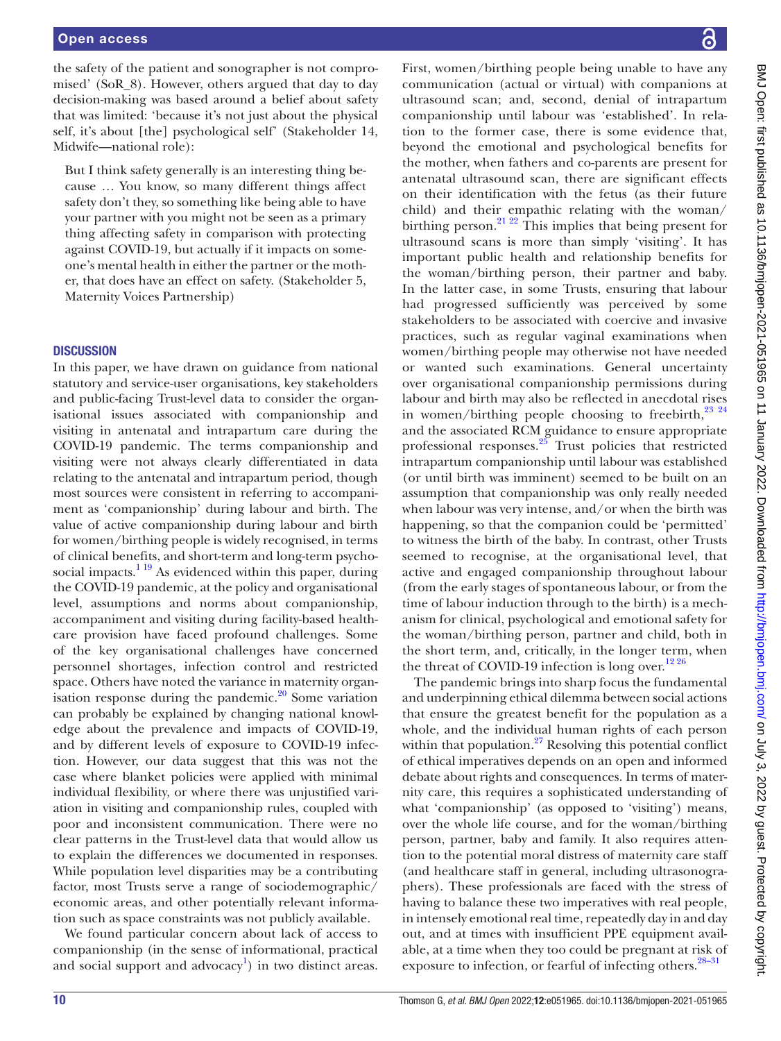the safety of the patient and sonographer is not compromised' (SoR_8). However, others argued that day to day decision-making was based around a belief about safety that was limited: 'because it's not just about the physical self, it's about [the] psychological self' (Stakeholder 14, Midwife—national role):

> But I think safety generally is an interesting thing because … You know, so many different things affect safety don't they, so something like being able to have your partner with you might not be seen as a primary thing affecting safety in comparison with protecting against COVID-19, but actually if it impacts on someone's mental health in either the partner or the mother, that does have an effect on safety. (Stakeholder 5, Maternity Voices Partnership)

## DISCUSSION

In this paper, we have drawn on guidance from national statutory and service-user organisations, key stakeholders and public-facing Trust-level data to consider the organisational issues associated with companionship and visiting in antenatal and intrapartum care during the COVID-19 pandemic. The terms companionship and visiting were not always clearly differentiated in data relating to the antenatal and intrapartum period, though most sources were consistent in referring to accompaniment as 'companionship' during labour and birth. The value of active companionship during labour and birth for women/birthing people is widely recognised, in terms of clinical benefits, and short-term and long-term psychosocial impacts.[1 19] As evidenced within this paper, during the COVID-19 pandemic, at the policy and organisational level, assumptions and norms about companionship, accompaniment and visiting during facility-based healthcare provision have faced profound challenges. Some of the key organisational challenges have concerned personnel shortages, infection control and restricted space. Others have noted the variance in maternity organisation response during the pandemic.[20] Some variation can probably be explained by changing national knowledge about the prevalence and impacts of COVID-19, and by different levels of exposure to COVID-19 infection. However, our data suggest that this was not the case where blanket policies were applied with minimal individual flexibility, or where there was unjustified variation in visiting and companionship rules, coupled with poor and inconsistent communication. There were no clear patterns in the Trust-level data that would allow us to explain the differences we documented in responses. While population level disparities may be a contributing factor, most Trusts serve a range of sociodemographic/economic areas, and other potentially relevant information such as space constraints was not publicly available.

We found particular concern about lack of access to companionship (in the sense of informational, practical and social support and advocacy[1]) in two distinct areas. First, women/birthing people being unable to have any communication (actual or virtual) with companions at ultrasound scan; and, second, denial of intrapartum companionship until labour was 'established'. In relation to the former case, there is some evidence that, beyond the emotional and psychological benefits for the mother, when fathers and co-parents are present for antenatal ultrasound scan, there are significant effects on their identification with the fetus (as their future child) and their empathic relating with the woman/birthing person.[21 22] This implies that being present for ultrasound scans is more than simply 'visiting'. It has important public health and relationship benefits for the woman/birthing person, their partner and baby. In the latter case, in some Trusts, ensuring that labour had progressed sufficiently was perceived by some stakeholders to be associated with coercive and invasive practices, such as regular vaginal examinations when women/birthing people may otherwise not have needed or wanted such examinations. General uncertainty over organisational companionship permissions during labour and birth may also be reflected in anecdotal rises in women/birthing people choosing to freebirth,[23 24] and the associated RCM guidance to ensure appropriate professional responses.[25] Trust policies that restricted intrapartum companionship until labour was established (or until birth was imminent) seemed to be built on an assumption that companionship was only really needed when labour was very intense, and/or when the birth was happening, so that the companion could be 'permitted' to witness the birth of the baby. In contrast, other Trusts seemed to recognise, at the organisational level, that active and engaged companionship throughout labour (from the early stages of spontaneous labour, or from the time of labour induction through to the birth) is a mechanism for clinical, psychological and emotional safety for the woman/birthing person, partner and child, both in the short term, and, critically, in the longer term, when the threat of COVID-19 infection is long over.[12 26]

The pandemic brings into sharp focus the fundamental and underpinning ethical dilemma between social actions that ensure the greatest benefit for the population as a whole, and the individual human rights of each person within that population.[27] Resolving this potential conflict of ethical imperatives depends on an open and informed debate about rights and consequences. In terms of maternity care, this requires a sophisticated understanding of what 'companionship' (as opposed to 'visiting') means, over the whole life course, and for the woman/birthing person, partner, baby and family. It also requires attention to the potential moral distress of maternity care staff (and healthcare staff in general, including ultrasonographers). These professionals are faced with the stress of having to balance these two imperatives with real people, in intensely emotional real time, repeatedly day in and day out, and at times with insufficient PPE equipment available, at a time when they too could be pregnant at risk of exposure to infection, or fearful of infecting others.[28–31]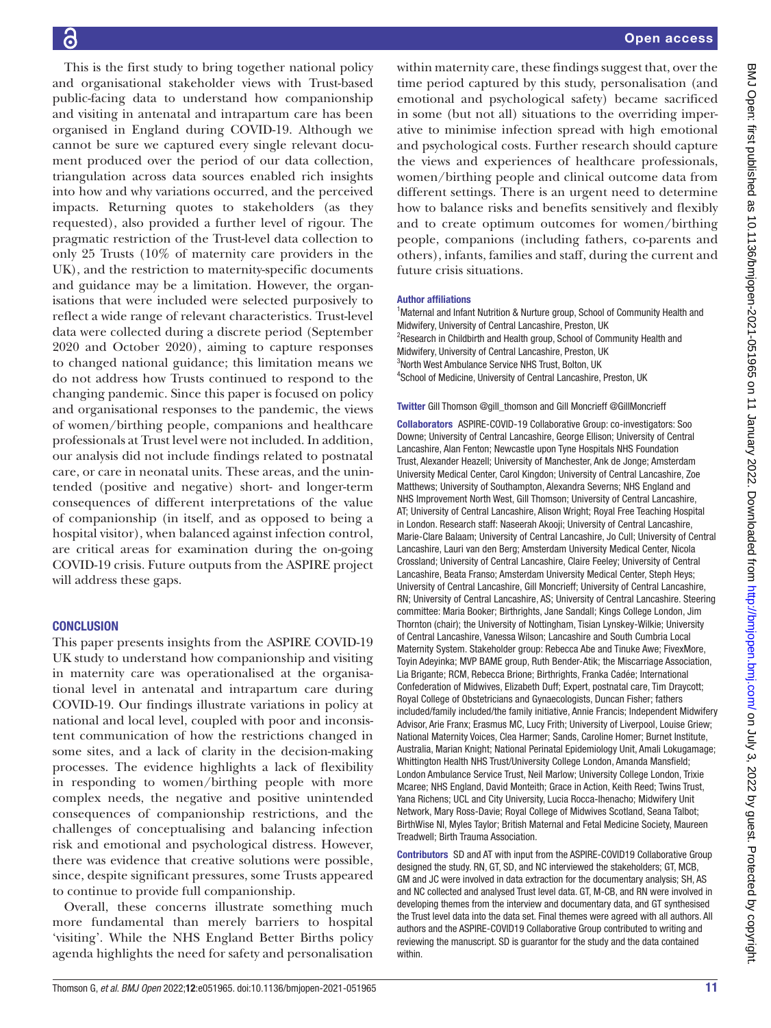This is the first study to bring together national policy and organisational stakeholder views with Trust-based public-facing data to understand how companionship and visiting in antenatal and intrapartum care has been organised in England during COVID-19. Although we cannot be sure we captured every single relevant document produced over the period of our data collection, triangulation across data sources enabled rich insights into how and why variations occurred, and the perceived impacts. Returning quotes to stakeholders (as they requested), also provided a further level of rigour. The pragmatic restriction of the Trust-level data collection to only 25 Trusts (10% of maternity care providers in the UK), and the restriction to maternity-specific documents and guidance may be a limitation. However, the organisations that were included were selected purposively to reflect a wide range of relevant characteristics. Trust-level data were collected during a discrete period (September 2020 and October 2020), aiming to capture responses to changed national guidance; this limitation means we do not address how Trusts continued to respond to the changing pandemic. Since this paper is focused on policy and organisational responses to the pandemic, the views of women/birthing people, companions and healthcare professionals at Trust level were not included. In addition, our analysis did not include findings related to postnatal care, or care in neonatal units. These areas, and the unintended (positive and negative) short- and longer-term consequences of different interpretations of the value of companionship (in itself, and as opposed to being a hospital visitor), when balanced against infection control, are critical areas for examination during the on-going COVID-19 crisis. Future outputs from the ASPIRE project will address these gaps.

## CONCLUSION

This paper presents insights from the ASPIRE COVID-19 UK study to understand how companionship and visiting in maternity care was operationalised at the organisational level in antenatal and intrapartum care during COVID-19. Our findings illustrate variations in policy at national and local level, coupled with poor and inconsistent communication of how the restrictions changed in some sites, and a lack of clarity in the decision-making processes. The evidence highlights a lack of flexibility in responding to women/birthing people with more complex needs, the negative and positive unintended consequences of companionship restrictions, and the challenges of conceptualising and balancing infection risk and emotional and psychological distress. However, there was evidence that creative solutions were possible, since, despite significant pressures, some Trusts appeared to continue to provide full companionship.

Overall, these concerns illustrate something much more fundamental than merely barriers to hospital 'visiting'. While the NHS England Better Births policy agenda highlights the need for safety and personalisation within maternity care, these findings suggest that, over the time period captured by this study, personalisation (and emotional and psychological safety) became sacrificed in some (but not all) situations to the overriding imperative to minimise infection spread with high emotional and psychological costs. Further research should capture the views and experiences of healthcare professionals, women/birthing people and clinical outcome data from different settings. There is an urgent need to determine how to balance risks and benefits sensitively and flexibly and to create optimum outcomes for women/birthing people, companions (including fathers, co-parents and others), infants, families and staff, during the current and future crisis situations.

#### Author affiliations

[1]Maternal and Infant Nutrition & Nurture group, School of Community Health and Midwifery, University of Central Lancashire, Preston, UK
[2]Research in Childbirth and Health group, School of Community Health and Midwifery, University of Central Lancashire, Preston, UK
[3]North West Ambulance Service NHS Trust, Bolton, UK
[4]School of Medicine, University of Central Lancashire, Preston, UK

**Twitter** Gill Thomson @gill_thomson and Gill Moncrieff @GillMoncrieff

**Collaborators** ASPIRE-COVID-19 Collaborative Group: co-investigators: Soo Downe; University of Central Lancashire, George Ellison; University of Central Lancashire, Alan Fenton; Newcastle upon Tyne Hospitals NHS Foundation Trust, Alexander Heazell; University of Manchester, Ank de Jonge; Amsterdam University Medical Center, Carol Kingdon; University of Central Lancashire, Zoe Matthews; University of Southampton, Alexandra Severns; NHS England and NHS Improvement North West, Gill Thomson; University of Central Lancashire, AT; University of Central Lancashire, Alison Wright; Royal Free Teaching Hospital in London. Research staff: Naseerah Akooji; University of Central Lancashire, Marie-Clare Balaam; University of Central Lancashire, Jo Cull; University of Central Lancashire, Lauri van den Berg; Amsterdam University Medical Center, Nicola Crossland; University of Central Lancashire, Claire Feeley; University of Central Lancashire, Beata Franso; Amsterdam University Medical Center, Steph Heys; University of Central Lancashire, Gill Moncrieff; University of Central Lancashire, RN; University of Central Lancashire, AS; University of Central Lancashire. Steering committee: Maria Booker; Birthrights, Jane Sandall; Kings College London, Jim Thornton (chair); the University of Nottingham, Tisian Lynskey-Wilkie; University of Central Lancashire, Vanessa Wilson; Lancashire and South Cumbria Local Maternity System. Stakeholder group: Rebecca Abe and Tinuke Awe; FivexMore, Toyin Adeyinka; MVP BAME group, Ruth Bender-Atik; the Miscarriage Association, Lia Brigante; RCM, Rebecca Brione; Birthrights, Franka Cadée; International Confederation of Midwives, Elizabeth Duff; Expert, postnatal care, Tim Draycott; Royal College of Obstetricians and Gynaecologists, Duncan Fisher; fathers included/family included/the family initiative, Annie Francis; Independent Midwifery Advisor, Arie Franx; Erasmus MC, Lucy Frith; University of Liverpool, Louise Griew; National Maternity Voices, Clea Harmer; Sands, Caroline Homer; Burnet Institute, Australia, Marian Knight; National Perinatal Epidemiology Unit, Amali Lokugamage; Whittington Health NHS Trust/University College London, Amanda Mansfield; London Ambulance Service Trust, Neil Marlow; University College London, Trixie Mcaree; NHS England, David Monteith; Grace in Action, Keith Reed; Twins Trust, Yana Richens; UCL and City University, Lucia Rocca-Ihenacho; Midwifery Unit Network, Mary Ross-Davie; Royal College of Midwives Scotland, Seana Talbot; BirthWise NI, Myles Taylor; British Maternal and Fetal Medicine Society, Maureen Treadwell; Birth Trauma Association.

**Contributors** SD and AT with input from the ASPIRE-COVID19 Collaborative Group designed the study. RN, GT, SD, and NC interviewed the stakeholders; GT, MCB, GM and JC were involved in data extraction for the documentary analysis; SH, AS and NC collected and analysed Trust level data. GT, M-CB, and RN were involved in developing themes from the interview and documentary data, and GT synthesised the Trust level data into the data set. Final themes were agreed with all authors. All authors and the ASPIRE-COVID19 Collaborative Group contributed to writing and reviewing the manuscript. SD is guarantor for the study and the data contained within.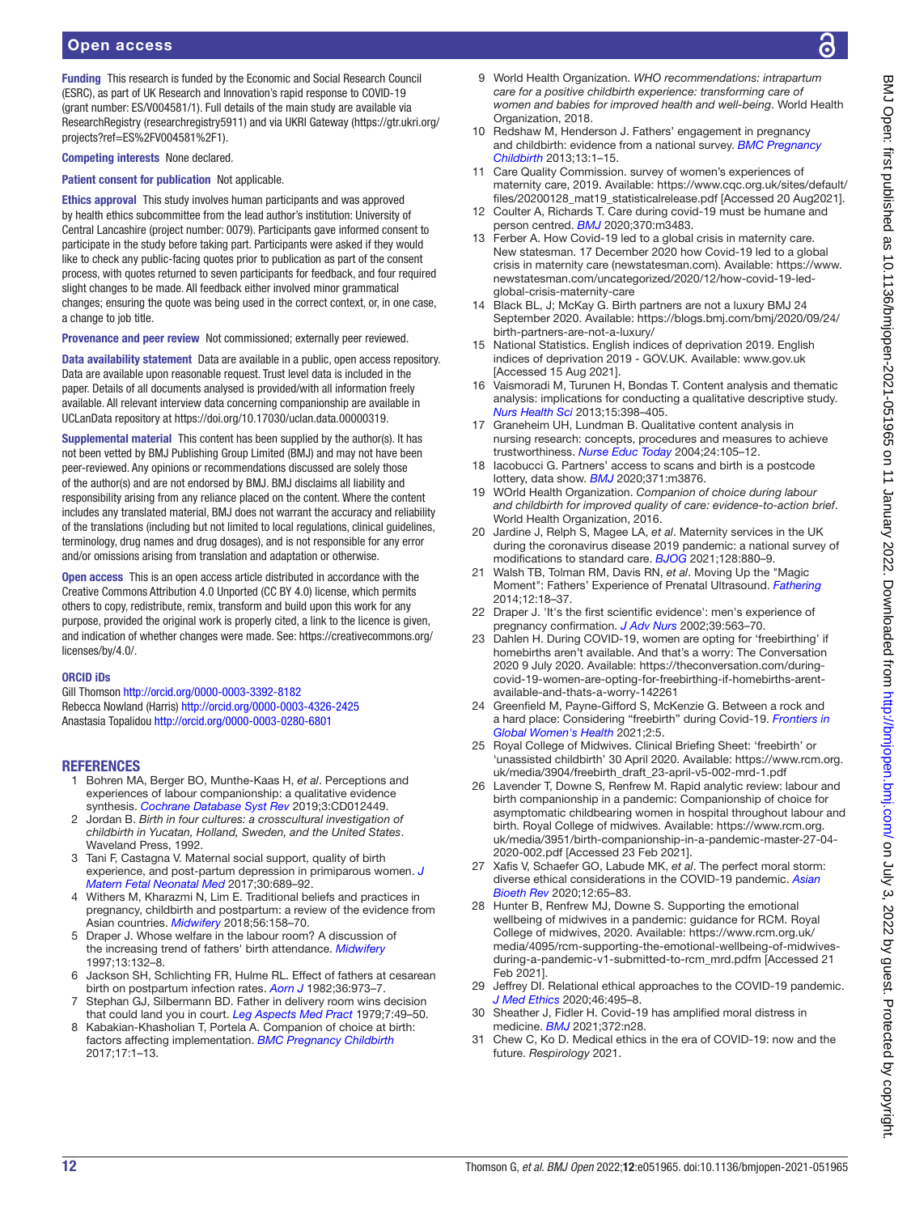**Funding** This research is funded by the Economic and Social Research Council (ESRC), as part of UK Research and Innovation's rapid response to COVID-19 (grant number: ES/V004581/1). Full details of the main study are available via ResearchRegistry (researchregistry5911) and via UKRI Gateway (https://gtr.ukri.org/projects?ref=ES%2FV004581%2F1).

**Competing interests** None declared.

**Patient consent for publication** Not applicable.

**Ethics approval** This study involves human participants and was approved by health ethics subcommittee from the lead author's institution: University of Central Lancashire (project number: 0079). Participants gave informed consent to participate in the study before taking part. Participants were asked if they would like to check any public-facing quotes prior to publication as part of the consent process, with quotes returned to seven participants for feedback, and four required slight changes to be made. All feedback either involved minor grammatical changes; ensuring the quote was being used in the correct context, or, in one case, a change to job title.

**Provenance and peer review** Not commissioned; externally peer reviewed.

**Data availability statement** Data are available in a public, open access repository. Data are available upon reasonable request. Trust level data is included in the paper. Details of all documents analysed is provided/with all information freely available. All relevant interview data concerning companionship are available in UCLanData repository at https://doi.org/10.17030/uclan.data.00000319.

**Supplemental material** This content has been supplied by the author(s). It has not been vetted by BMJ Publishing Group Limited (BMJ) and may not have been peer-reviewed. Any opinions or recommendations discussed are solely those of the author(s) and are not endorsed by BMJ. BMJ disclaims all liability and responsibility arising from any reliance placed on the content. Where the content includes any translated material, BMJ does not warrant the accuracy and reliability of the translations (including but not limited to local regulations, clinical guidelines, terminology, drug names and drug dosages), and is not responsible for any error and/or omissions arising from translation and adaptation or otherwise.

**Open access** This is an open access article distributed in accordance with the Creative Commons Attribution 4.0 Unported (CC BY 4.0) license, which permits others to copy, redistribute, remix, transform and build upon this work for any purpose, provided the original work is properly cited, a link to the licence is given, and indication of whether changes were made. See: https://creativecommons.org/licenses/by/4.0/.

**ORCID iDs**

Gill Thomson http://orcid.org/0000-0003-3392-8182
Rebecca Nowland (Harris) http://orcid.org/0000-0003-4326-2425
Anastasia Topalidou http://orcid.org/0000-0003-0280-6801

## REFERENCES

1. Bohren MA, Berger BO, Munthe-Kaas H, *et al*. Perceptions and experiences of labour companionship: a qualitative evidence synthesis. *Cochrane Database Syst Rev* 2019;3:CD012449.
2. Jordan B. *Birth in four cultures: a crosscultural investigation of childbirth in Yucatan, Holland, Sweden, and the United States*. Waveland Press, 1992.
3. Tani F, Castagna V. Maternal social support, quality of birth experience, and post-partum depression in primiparous women. *J Matern Fetal Neonatal Med* 2017;30:689–92.
4. Withers M, Kharazmi N, Lim E. Traditional beliefs and practices in pregnancy, childbirth and postpartum: a review of the evidence from Asian countries. *Midwifery* 2018;56:158–70.
5. Draper J. Whose welfare in the labour room? A discussion of the increasing trend of fathers' birth attendance. *Midwifery* 1997;13:132–8.
6. Jackson SH, Schlichting FR, Hulme RL. Effect of fathers at cesarean birth on postpartum infection rates. *Aorn J* 1982;36:973–7.
7. Stephan GJ, Silbermann BD. Father in delivery room wins decision that could land you in court. *Leg Aspects Med Pract* 1979;7:49–50.
8. Kabakian-Khasholian T, Portela A. Companion of choice at birth: factors affecting implementation. *BMC Pregnancy Childbirth* 2017;17:1–13.
9. World Health Organization. *WHO recommendations: intrapartum care for a positive childbirth experience: transforming care of women and babies for improved health and well-being*. World Health Organization, 2018.
10. Redshaw M, Henderson J. Fathers' engagement in pregnancy and childbirth: evidence from a national survey. *BMC Pregnancy Childbirth* 2013;13:1–15.
11. Care Quality Commission. survey of women's experiences of maternity care, 2019. Available: https://www.cqc.org.uk/sites/default/files/20200128_mat19_statisticalrelease.pdf [Accessed 20 Aug2021].
12. Coulter A, Richards T. Care during covid-19 must be humane and person centred. *BMJ* 2020;370:m3483.
13. Ferber A. How Covid-19 led to a global crisis in maternity care. New statesman. 17 December 2020 how Covid-19 led to a global crisis in maternity care (newstatesman.com). Available: https://www.newstatesman.com/uncategorized/2020/12/how-covid-19-led-global-crisis-maternity-care
14. Black BL, J; McKay G. Birth partners are not a luxury BMJ 24 September 2020. Available: https://blogs.bmj.com/bmj/2020/09/24/birth-partners-are-not-a-luxury/
15. National Statistics. English indices of deprivation 2019. English indices of deprivation 2019 - GOV.UK. Available: www.gov.uk [Accessed 15 Aug 2021].
16. Vaismoradi M, Turunen H, Bondas T. Content analysis and thematic analysis: implications for conducting a qualitative descriptive study. *Nurs Health Sci* 2013;15:398–405.
17. Graneheim UH, Lundman B. Qualitative content analysis in nursing research: concepts, procedures and measures to achieve trustworthiness. *Nurse Educ Today* 2004;24:105–12.
18. Iacobucci G. Partners' access to scans and birth is a postcode lottery, data show. *BMJ* 2020;371:m3876.
19. WOrld Health Organization. *Companion of choice during labour and childbirth for improved quality of care: evidence-to-action brief*. World Health Organization, 2016.
20. Jardine J, Relph S, Magee LA, *et al*. Maternity services in the UK during the coronavirus disease 2019 pandemic: a national survey of modifications to standard care. *BJOG* 2021;128:880–9.
21. Walsh TB, Tolman RM, Davis RN, *et al*. Moving Up the "Magic Moment": Fathers' Experience of Prenatal Ultrasound. *Fathering* 2014;12:18–37.
22. Draper J. 'It's the first scientific evidence': men's experience of pregnancy confirmation. *J Adv Nurs* 2002;39:563–70.
23. Dahlen H. During COVID-19, women are opting for 'freebirthing' if homebirths aren't available. And that's a worry: The Conversation 2020 9 July 2020. Available: https://theconversation.com/during-covid-19-women-are-opting-for-freebirthing-if-homebirths-arent-available-and-thats-a-worry-142261
24. Greenfield M, Payne-Gifford S, McKenzie G. Between a rock and a hard place: Considering "freebirth" during Covid-19. *Frontiers in Global Women's Health* 2021;2:5.
25. Royal College of Midwives. Clinical Briefing Sheet: 'freebirth' or 'unassisted childbirth' 30 April 2020. Available: https://www.rcm.org.uk/media/3904/freebirth_draft_23-april-v5-002-mrd-1.pdf
26. Lavender T, Downe S, Renfrew M. Rapid analytic review: labour and birth companionship in a pandemic: Companionship of choice for asymptomatic childbearing women in hospital throughout labour and birth. Royal College of midwives. Available: https://www.rcm.org.uk/media/3951/birth-companionship-in-a-pandemic-master-27-04-2020-002.pdf [Accessed 23 Feb 2021].
27. Xafis V, Schaefer GO, Labude MK, *et al*. The perfect moral storm: diverse ethical considerations in the COVID-19 pandemic. *Asian Bioeth Rev* 2020;12:65–83.
28. Hunter B, Renfrew MJ, Downe S. Supporting the emotional wellbeing of midwives in a pandemic: guidance for RCM. Royal College of midwives, 2020. Available: https://www.rcm.org.uk/media/4095/rcm-supporting-the-emotional-wellbeing-of-midwives-during-a-pandemic-v1-submitted-to-rcm_mrd.pdfm [Accessed 21 Feb 2021].
29. Jeffrey DI. Relational ethical approaches to the COVID-19 pandemic. *J Med Ethics* 2020;46:495–8.
30. Sheather J, Fidler H. Covid-19 has amplified moral distress in medicine. *BMJ* 2021;372:n28.
31. Chew C, Ko D. Medical ethics in the era of COVID-19: now and the future. *Respirology* 2021.